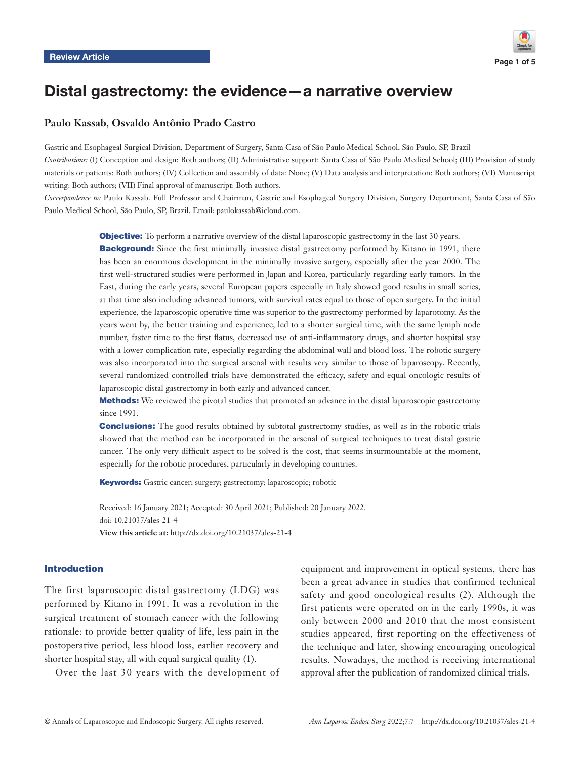Review Article

# Distal gastrectomy: the evidence—a narrative overview

**Paulo Kassab, Osvaldo Antônio Prado Castro**

Gastric and Esophageal Surgical Division, Department of Surgery, Santa Casa of São Paulo Medical School, São Paulo, SP, Brazil

*Contributions:* (I) Conception and design: Both authors; (II) Administrative support: Santa Casa of São Paulo Medical School; (III) Provision of study materials or patients: Both authors; (IV) Collection and assembly of data: None; (V) Data analysis and interpretation: Both authors; (VI) Manuscript writing: Both authors; (VII) Final approval of manuscript: Both authors.

*Correspondence to:* Paulo Kassab. Full Professor and Chairman, Gastric and Esophageal Surgery Division, Surgery Department, Santa Casa of São Paulo Medical School, São Paulo, SP, Brazil. Email: paulokassab@icloud.com.

**Objective:** To perform a narrative overview of the distal laparoscopic gastrectomy in the last 30 years.

**Background:** Since the first minimally invasive distal gastrectomy performed by Kitano in 1991, there has been an enormous development in the minimally invasive surgery, especially after the year 2000. The first well-structured studies were performed in Japan and Korea, particularly regarding early tumors. In the East, during the early years, several European papers especially in Italy showed good results in small series, at that time also including advanced tumors, with survival rates equal to those of open surgery. In the initial experience, the laparoscopic operative time was superior to the gastrectomy performed by laparotomy. As the years went by, the better training and experience, led to a shorter surgical time, with the same lymph node number, faster time to the first flatus, decreased use of anti-inflammatory drugs, and shorter hospital stay with a lower complication rate, especially regarding the abdominal wall and blood loss. The robotic surgery was also incorporated into the surgical arsenal with results very similar to those of laparoscopy. Recently, several randomized controlled trials have demonstrated the efficacy, safety and equal oncologic results of laparoscopic distal gastrectomy in both early and advanced cancer.

**Methods:** We reviewed the pivotal studies that promoted an advance in the distal laparoscopic gastrectomy since 1991.

**Conclusions:** The good results obtained by subtotal gastrectomy studies, as well as in the robotic trials showed that the method can be incorporated in the arsenal of surgical techniques to treat distal gastric cancer. The only very difficult aspect to be solved is the cost, that seems insurmountable at the moment, especially for the robotic procedures, particularly in developing countries.

**Keywords:** Gastric cancer; surgery; gastrectomy; laparoscopic; robotic

Received: 16 January 2021; Accepted: 30 April 2021; Published: 20 January 2022.
doi: 10.21037/ales-21-4
**View this article at:** http://dx.doi.org/10.21037/ales-21-4

## Introduction

The first laparoscopic distal gastrectomy (LDG) was performed by Kitano in 1991. It was a revolution in the surgical treatment of stomach cancer with the following rationale: to provide better quality of life, less pain in the postoperative period, less blood loss, earlier recovery and shorter hospital stay, all with equal surgical quality (1).

Over the last 30 years with the development of equipment and improvement in optical systems, there has been a great advance in studies that confirmed technical safety and good oncological results (2). Although the first patients were operated on in the early 1990s, it was only between 2000 and 2010 that the most consistent studies appeared, first reporting on the effectiveness of the technique and later, showing encouraging oncological results. Nowadays, the method is receiving international approval after the publication of randomized clinical trials.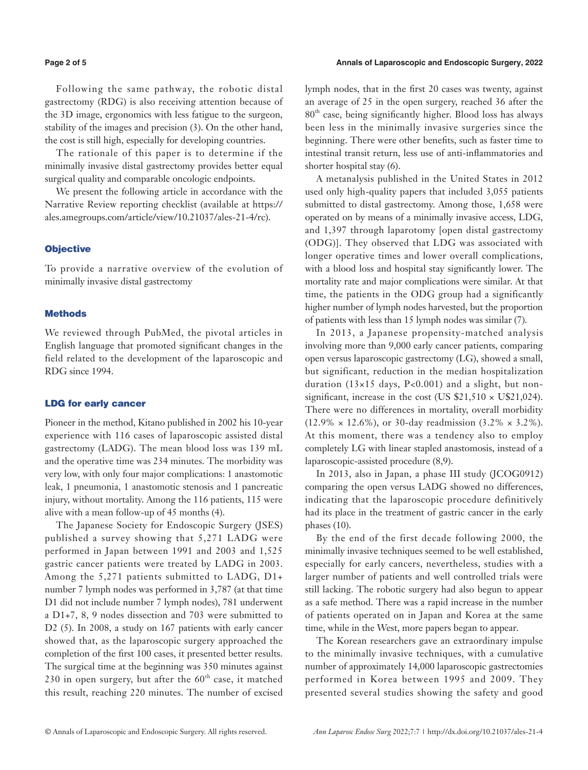Following the same pathway, the robotic distal gastrectomy (RDG) is also receiving attention because of the 3D image, ergonomics with less fatigue to the surgeon, stability of the images and precision (3). On the other hand, the cost is still high, especially for developing countries.

The rationale of this paper is to determine if the minimally invasive distal gastrectomy provides better equal surgical quality and comparable oncologic endpoints.

We present the following article in accordance with the Narrative Review reporting checklist (available at https://ales.amegroups.com/article/view/10.21037/ales-21-4/rc).

## Objective

To provide a narrative overview of the evolution of minimally invasive distal gastrectomy

## Methods

We reviewed through PubMed, the pivotal articles in English language that promoted significant changes in the field related to the development of the laparoscopic and RDG since 1994.

## LDG for early cancer

Pioneer in the method, Kitano published in 2002 his 10-year experience with 116 cases of laparoscopic assisted distal gastrectomy (LADG). The mean blood loss was 139 mL and the operative time was 234 minutes. The morbidity was very low, with only four major complications: 1 anastomotic leak, 1 pneumonia, 1 anastomotic stenosis and 1 pancreatic injury, without mortality. Among the 116 patients, 115 were alive with a mean follow-up of 45 months (4).

The Japanese Society for Endoscopic Surgery (JSES) published a survey showing that 5,271 LADG were performed in Japan between 1991 and 2003 and 1,525 gastric cancer patients were treated by LADG in 2003. Among the 5,271 patients submitted to LADG, D1+ number 7 lymph nodes was performed in 3,787 (at that time D1 did not include number 7 lymph nodes), 781 underwent a D1+7, 8, 9 nodes dissection and 703 were submitted to D2 (5). In 2008, a study on 167 patients with early cancer showed that, as the laparoscopic surgery approached the completion of the first 100 cases, it presented better results. The surgical time at the beginning was 350 minutes against 230 in open surgery, but after the 60th case, it matched this result, reaching 220 minutes. The number of excised lymph nodes, that in the first 20 cases was twenty, against an average of 25 in the open surgery, reached 36 after the 80th case, being significantly higher. Blood loss has always been less in the minimally invasive surgeries since the beginning. There were other benefits, such as faster time to intestinal transit return, less use of anti-inflammatories and shorter hospital stay (6).

A metanalysis published in the United States in 2012 used only high-quality papers that included 3,055 patients submitted to distal gastrectomy. Among those, 1,658 were operated on by means of a minimally invasive access, LDG, and 1,397 through laparotomy [open distal gastrectomy (ODG)]. They observed that LDG was associated with longer operative times and lower overall complications, with a blood loss and hospital stay significantly lower. The mortality rate and major complications were similar. At that time, the patients in the ODG group had a significantly higher number of lymph nodes harvested, but the proportion of patients with less than 15 lymph nodes was similar (7).

In 2013, a Japanese propensity-matched analysis involving more than 9,000 early cancer patients, comparing open versus laparoscopic gastrectomy (LG), showed a small, but significant, reduction in the median hospitalization duration (13×15 days, P<0.001) and a slight, but non-significant, increase in the cost (US $21,510 × U$21,024). There were no differences in mortality, overall morbidity (12.9% × 12.6%), or 30-day readmission (3.2% × 3.2%). At this moment, there was a tendency also to employ completely LG with linear stapled anastomosis, instead of a laparoscopic-assisted procedure (8,9).

In 2013, also in Japan, a phase III study (JCOG0912) comparing the open versus LADG showed no differences, indicating that the laparoscopic procedure definitively had its place in the treatment of gastric cancer in the early phases (10).

By the end of the first decade following 2000, the minimally invasive techniques seemed to be well established, especially for early cancers, nevertheless, studies with a larger number of patients and well controlled trials were still lacking. The robotic surgery had also begun to appear as a safe method. There was a rapid increase in the number of patients operated on in Japan and Korea at the same time, while in the West, more papers began to appear.

The Korean researchers gave an extraordinary impulse to the minimally invasive techniques, with a cumulative number of approximately 14,000 laparoscopic gastrectomies performed in Korea between 1995 and 2009. They presented several studies showing the safety and good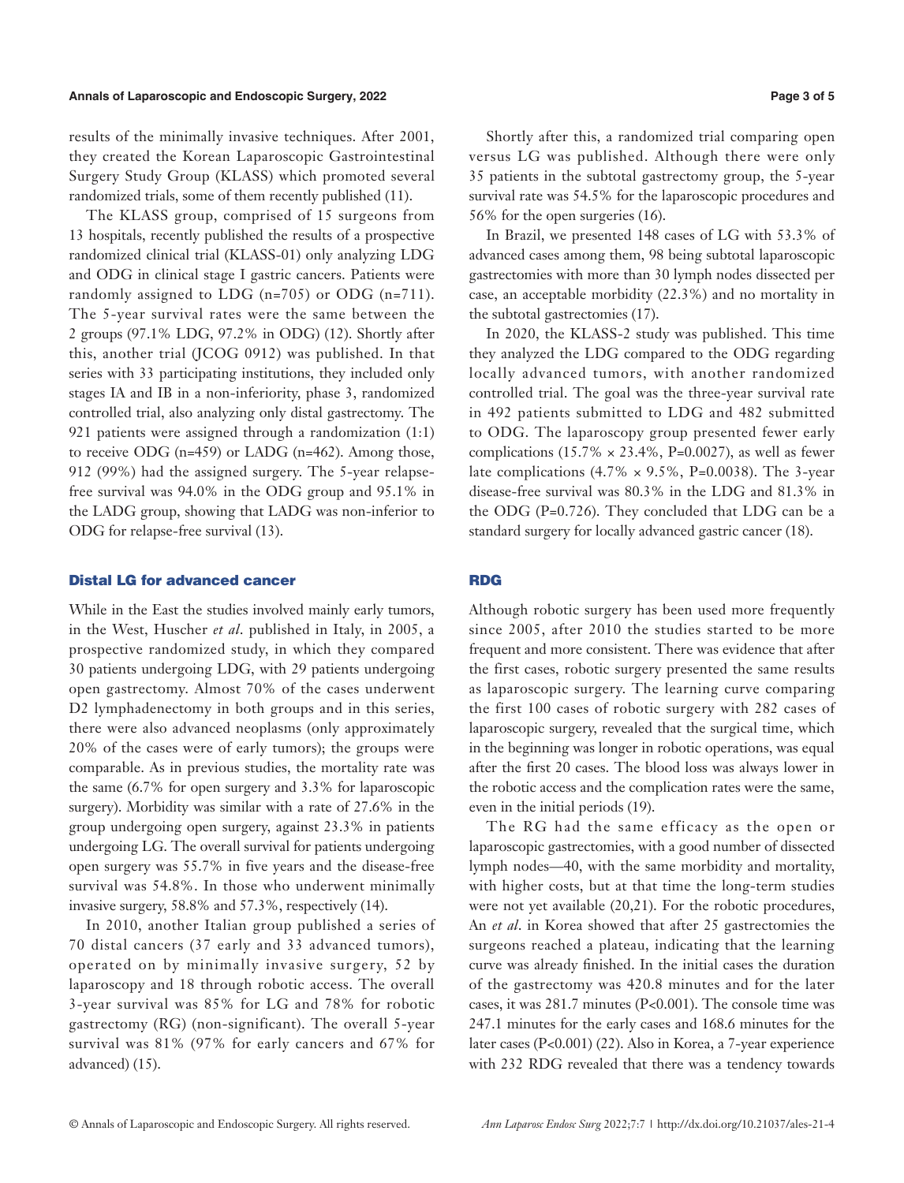results of the minimally invasive techniques. After 2001, they created the Korean Laparoscopic Gastrointestinal Surgery Study Group (KLASS) which promoted several randomized trials, some of them recently published (11).

The KLASS group, comprised of 15 surgeons from 13 hospitals, recently published the results of a prospective randomized clinical trial (KLASS-01) only analyzing LDG and ODG in clinical stage I gastric cancers. Patients were randomly assigned to LDG (n=705) or ODG (n=711). The 5-year survival rates were the same between the 2 groups (97.1% LDG, 97.2% in ODG) (12). Shortly after this, another trial (JCOG 0912) was published. In that series with 33 participating institutions, they included only stages IA and IB in a non-inferiority, phase 3, randomized controlled trial, also analyzing only distal gastrectomy. The 921 patients were assigned through a randomization (1:1) to receive ODG (n=459) or LADG (n=462). Among those, 912 (99%) had the assigned surgery. The 5-year relapse-free survival was 94.0% in the ODG group and 95.1% in the LADG group, showing that LADG was non-inferior to ODG for relapse-free survival (13).

## Distal LG for advanced cancer

While in the East the studies involved mainly early tumors, in the West, Huscher *et al*. published in Italy, in 2005, a prospective randomized study, in which they compared 30 patients undergoing LDG, with 29 patients undergoing open gastrectomy. Almost 70% of the cases underwent D2 lymphadenectomy in both groups and in this series, there were also advanced neoplasms (only approximately 20% of the cases were of early tumors); the groups were comparable. As in previous studies, the mortality rate was the same (6.7% for open surgery and 3.3% for laparoscopic surgery). Morbidity was similar with a rate of 27.6% in the group undergoing open surgery, against 23.3% in patients undergoing LG. The overall survival for patients undergoing open surgery was 55.7% in five years and the disease-free survival was 54.8%. In those who underwent minimally invasive surgery, 58.8% and 57.3%, respectively (14).

In 2010, another Italian group published a series of 70 distal cancers (37 early and 33 advanced tumors), operated on by minimally invasive surgery, 52 by laparoscopy and 18 through robotic access. The overall 3-year survival was 85% for LG and 78% for robotic gastrectomy (RG) (non-significant). The overall 5-year survival was 81% (97% for early cancers and 67% for advanced) (15).

Shortly after this, a randomized trial comparing open versus LG was published. Although there were only 35 patients in the subtotal gastrectomy group, the 5-year survival rate was 54.5% for the laparoscopic procedures and 56% for the open surgeries (16).

In Brazil, we presented 148 cases of LG with 53.3% of advanced cases among them, 98 being subtotal laparoscopic gastrectomies with more than 30 lymph nodes dissected per case, an acceptable morbidity (22.3%) and no mortality in the subtotal gastrectomies (17).

In 2020, the KLASS-2 study was published. This time they analyzed the LDG compared to the ODG regarding locally advanced tumors, with another randomized controlled trial. The goal was the three-year survival rate in 492 patients submitted to LDG and 482 submitted to ODG. The laparoscopy group presented fewer early complications (15.7% × 23.4%, P=0.0027), as well as fewer late complications (4.7% × 9.5%, P=0.0038). The 3-year disease-free survival was 80.3% in the LDG and 81.3% in the ODG (P=0.726). They concluded that LDG can be a standard surgery for locally advanced gastric cancer (18).

## RDG

Although robotic surgery has been used more frequently since 2005, after 2010 the studies started to be more frequent and more consistent. There was evidence that after the first cases, robotic surgery presented the same results as laparoscopic surgery. The learning curve comparing the first 100 cases of robotic surgery with 282 cases of laparoscopic surgery, revealed that the surgical time, which in the beginning was longer in robotic operations, was equal after the first 20 cases. The blood loss was always lower in the robotic access and the complication rates were the same, even in the initial periods (19).

The RG had the same efficacy as the open or laparoscopic gastrectomies, with a good number of dissected lymph nodes—40, with the same morbidity and mortality, with higher costs, but at that time the long-term studies were not yet available (20,21). For the robotic procedures, An *et al*. in Korea showed that after 25 gastrectomies the surgeons reached a plateau, indicating that the learning curve was already finished. In the initial cases the duration of the gastrectomy was 420.8 minutes and for the later cases, it was 281.7 minutes (P<0.001). The console time was 247.1 minutes for the early cases and 168.6 minutes for the later cases (P<0.001) (22). Also in Korea, a 7-year experience with 232 RDG revealed that there was a tendency towards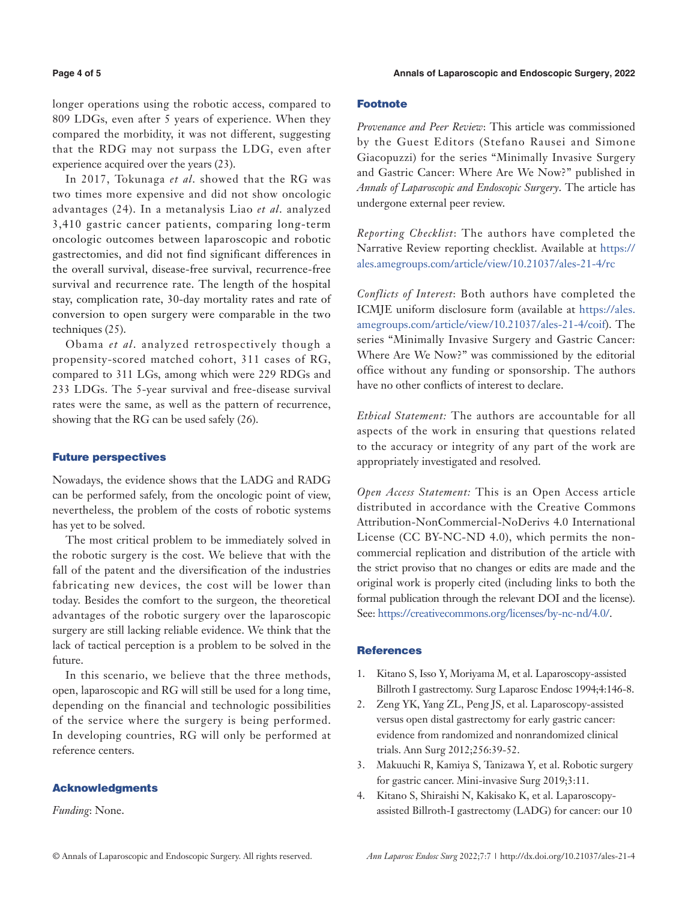longer operations using the robotic access, compared to 809 LDGs, even after 5 years of experience. When they compared the morbidity, it was not different, suggesting that the RDG may not surpass the LDG, even after experience acquired over the years (23).

In 2017, Tokunaga *et al*. showed that the RG was two times more expensive and did not show oncologic advantages (24). In a metanalysis Liao *et al*. analyzed 3,410 gastric cancer patients, comparing long-term oncologic outcomes between laparoscopic and robotic gastrectomies, and did not find significant differences in the overall survival, disease-free survival, recurrence-free survival and recurrence rate. The length of the hospital stay, complication rate, 30-day mortality rates and rate of conversion to open surgery were comparable in the two techniques (25).

Obama *et al*. analyzed retrospectively though a propensity-scored matched cohort, 311 cases of RG, compared to 311 LGs, among which were 229 RDGs and 233 LDGs. The 5-year survival and free-disease survival rates were the same, as well as the pattern of recurrence, showing that the RG can be used safely (26).

## Future perspectives

Nowadays, the evidence shows that the LADG and RADG can be performed safely, from the oncologic point of view, nevertheless, the problem of the costs of robotic systems has yet to be solved.

The most critical problem to be immediately solved in the robotic surgery is the cost. We believe that with the fall of the patent and the diversification of the industries fabricating new devices, the cost will be lower than today. Besides the comfort to the surgeon, the theoretical advantages of the robotic surgery over the laparoscopic surgery are still lacking reliable evidence. We think that the lack of tactical perception is a problem to be solved in the future.

In this scenario, we believe that the three methods, open, laparoscopic and RG will still be used for a long time, depending on the financial and technologic possibilities of the service where the surgery is being performed. In developing countries, RG will only be performed at reference centers.

## Acknowledgments

*Funding*: None.

## Footnote

*Provenance and Peer Review*: This article was commissioned by the Guest Editors (Stefano Rausei and Simone Giacopuzzi) for the series "Minimally Invasive Surgery and Gastric Cancer: Where Are We Now?" published in *Annals of Laparoscopic and Endoscopic Surgery*. The article has undergone external peer review.

*Reporting Checklist*: The authors have completed the Narrative Review reporting checklist. Available at https://ales.amegroups.com/article/view/10.21037/ales-21-4/rc

*Conflicts of Interest*: Both authors have completed the ICMJE uniform disclosure form (available at https://ales.amegroups.com/article/view/10.21037/ales-21-4/coif). The series "Minimally Invasive Surgery and Gastric Cancer: Where Are We Now?" was commissioned by the editorial office without any funding or sponsorship. The authors have no other conflicts of interest to declare.

*Ethical Statement:* The authors are accountable for all aspects of the work in ensuring that questions related to the accuracy or integrity of any part of the work are appropriately investigated and resolved.

*Open Access Statement:* This is an Open Access article distributed in accordance with the Creative Commons Attribution-NonCommercial-NoDerivs 4.0 International License (CC BY-NC-ND 4.0), which permits the non-commercial replication and distribution of the article with the strict proviso that no changes or edits are made and the original work is properly cited (including links to both the formal publication through the relevant DOI and the license). See: https://creativecommons.org/licenses/by-nc-nd/4.0/.

## References

1. Kitano S, Isso Y, Moriyama M, et al. Laparoscopy-assisted Billroth I gastrectomy. Surg Laparosc Endosc 1994;4:146-8.
2. Zeng YK, Yang ZL, Peng JS, et al. Laparoscopy-assisted versus open distal gastrectomy for early gastric cancer: evidence from randomized and nonrandomized clinical trials. Ann Surg 2012;256:39-52.
3. Makuuchi R, Kamiya S, Tanizawa Y, et al. Robotic surgery for gastric cancer. Mini-invasive Surg 2019;3:11.
4. Kitano S, Shiraishi N, Kakisako K, et al. Laparoscopy-assisted Billroth-I gastrectomy (LADG) for cancer: our 10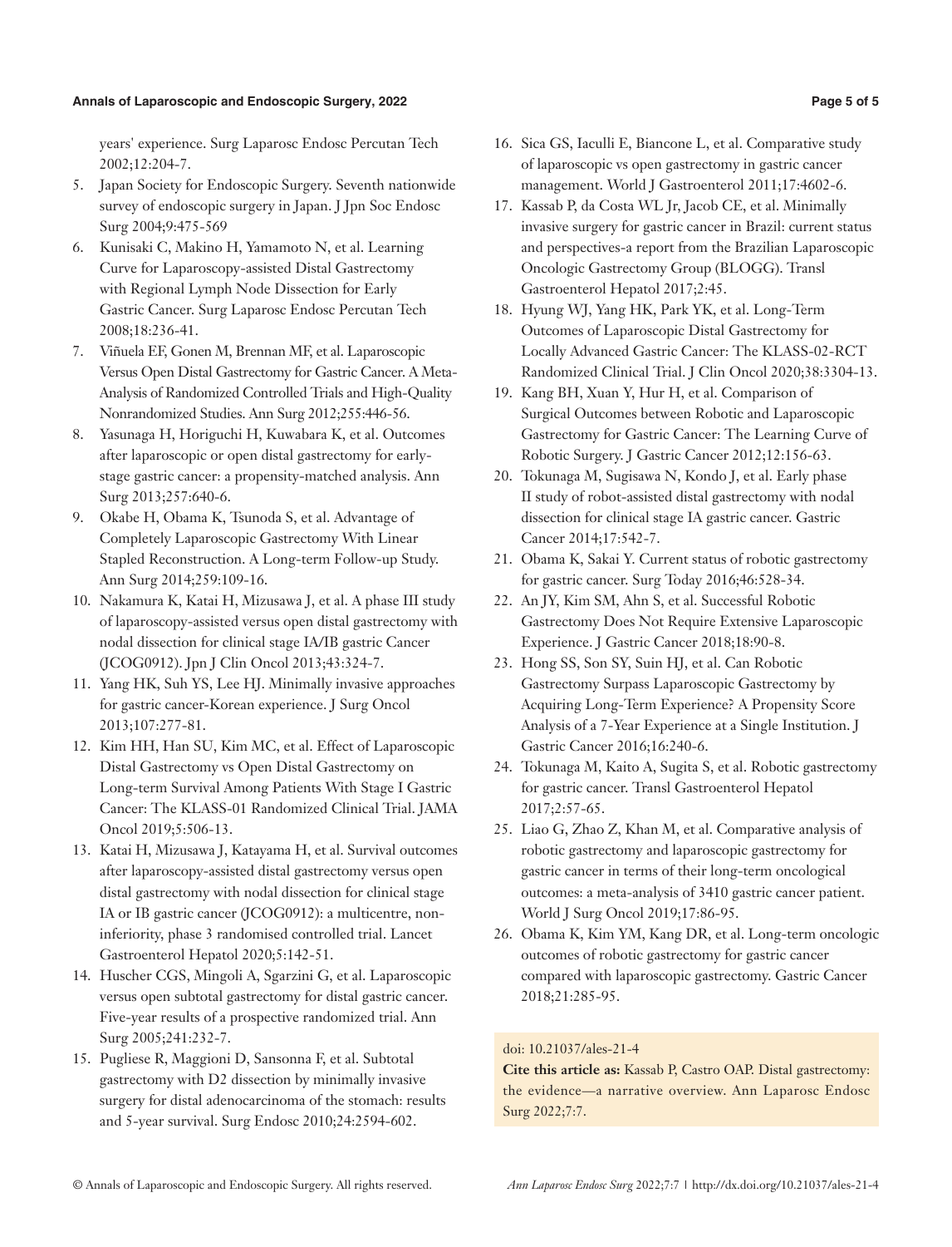years' experience. Surg Laparosc Endosc Percutan Tech 2002;12:204-7.

5. Japan Society for Endoscopic Surgery. Seventh nationwide survey of endoscopic surgery in Japan. J Jpn Soc Endosc Surg 2004;9:475-569
6. Kunisaki C, Makino H, Yamamoto N, et al. Learning Curve for Laparoscopy-assisted Distal Gastrectomy with Regional Lymph Node Dissection for Early Gastric Cancer. Surg Laparosc Endosc Percutan Tech 2008;18:236-41.
7. Viñuela EF, Gonen M, Brennan MF, et al. Laparoscopic Versus Open Distal Gastrectomy for Gastric Cancer. A Meta-Analysis of Randomized Controlled Trials and High-Quality Nonrandomized Studies. Ann Surg 2012;255:446-56.
8. Yasunaga H, Horiguchi H, Kuwabara K, et al. Outcomes after laparoscopic or open distal gastrectomy for early-stage gastric cancer: a propensity-matched analysis. Ann Surg 2013;257:640-6.
9. Okabe H, Obama K, Tsunoda S, et al. Advantage of Completely Laparoscopic Gastrectomy With Linear Stapled Reconstruction. A Long-term Follow-up Study. Ann Surg 2014;259:109-16.
10. Nakamura K, Katai H, Mizusawa J, et al. A phase III study of laparoscopy-assisted versus open distal gastrectomy with nodal dissection for clinical stage IA/IB gastric Cancer (JCOG0912). Jpn J Clin Oncol 2013;43:324-7.
11. Yang HK, Suh YS, Lee HJ. Minimally invasive approaches for gastric cancer-Korean experience. J Surg Oncol 2013;107:277-81.
12. Kim HH, Han SU, Kim MC, et al. Effect of Laparoscopic Distal Gastrectomy vs Open Distal Gastrectomy on Long-term Survival Among Patients With Stage I Gastric Cancer: The KLASS-01 Randomized Clinical Trial. JAMA Oncol 2019;5:506-13.
13. Katai H, Mizusawa J, Katayama H, et al. Survival outcomes after laparoscopy-assisted distal gastrectomy versus open distal gastrectomy with nodal dissection for clinical stage IA or IB gastric cancer (JCOG0912): a multicentre, non-inferiority, phase 3 randomised controlled trial. Lancet Gastroenterol Hepatol 2020;5:142-51.
14. Huscher CGS, Mingoli A, Sgarzini G, et al. Laparoscopic versus open subtotal gastrectomy for distal gastric cancer. Five-year results of a prospective randomized trial. Ann Surg 2005;241:232-7.
15. Pugliese R, Maggioni D, Sansonna F, et al. Subtotal gastrectomy with D2 dissection by minimally invasive surgery for distal adenocarcinoma of the stomach: results and 5-year survival. Surg Endosc 2010;24:2594-602.
16. Sica GS, Iaculli E, Biancone L, et al. Comparative study of laparoscopic vs open gastrectomy in gastric cancer management. World J Gastroenterol 2011;17:4602-6.
17. Kassab P, da Costa WL Jr, Jacob CE, et al. Minimally invasive surgery for gastric cancer in Brazil: current status and perspectives-a report from the Brazilian Laparoscopic Oncologic Gastrectomy Group (BLOGG). Transl Gastroenterol Hepatol 2017;2:45.
18. Hyung WJ, Yang HK, Park YK, et al. Long-Term Outcomes of Laparoscopic Distal Gastrectomy for Locally Advanced Gastric Cancer: The KLASS-02-RCT Randomized Clinical Trial. J Clin Oncol 2020;38:3304-13.
19. Kang BH, Xuan Y, Hur H, et al. Comparison of Surgical Outcomes between Robotic and Laparoscopic Gastrectomy for Gastric Cancer: The Learning Curve of Robotic Surgery. J Gastric Cancer 2012;12:156-63.
20. Tokunaga M, Sugisawa N, Kondo J, et al. Early phase II study of robot-assisted distal gastrectomy with nodal dissection for clinical stage IA gastric cancer. Gastric Cancer 2014;17:542-7.
21. Obama K, Sakai Y. Current status of robotic gastrectomy for gastric cancer. Surg Today 2016;46:528-34.
22. An JY, Kim SM, Ahn S, et al. Successful Robotic Gastrectomy Does Not Require Extensive Laparoscopic Experience. J Gastric Cancer 2018;18:90-8.
23. Hong SS, Son SY, Suin HJ, et al. Can Robotic Gastrectomy Surpass Laparoscopic Gastrectomy by Acquiring Long-Term Experience? A Propensity Score Analysis of a 7-Year Experience at a Single Institution. J Gastric Cancer 2016;16:240-6.
24. Tokunaga M, Kaito A, Sugita S, et al. Robotic gastrectomy for gastric cancer. Transl Gastroenterol Hepatol 2017;2:57-65.
25. Liao G, Zhao Z, Khan M, et al. Comparative analysis of robotic gastrectomy and laparoscopic gastrectomy for gastric cancer in terms of their long-term oncological outcomes: a meta-analysis of 3410 gastric cancer patient. World J Surg Oncol 2019;17:86-95.
26. Obama K, Kim YM, Kang DR, et al. Long-term oncologic outcomes of robotic gastrectomy for gastric cancer compared with laparoscopic gastrectomy. Gastric Cancer 2018;21:285-95.

doi: 10.21037/ales-21-4

**Cite this article as:** Kassab P, Castro OAP. Distal gastrectomy: the evidence—a narrative overview. Ann Laparosc Endosc Surg 2022;7:7.